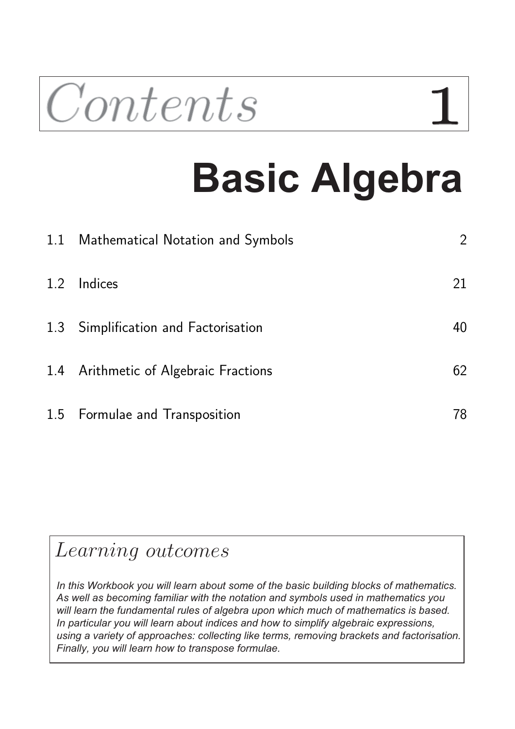# Contents 1

# Basic Algebra

| | | |
|---|---|---|
| 1.1 | Mathematical Notation and Symbols | 2 |
| 1.2 | Indices | 21 |
| 1.3 | Simplification and Factorisation | 40 |
| 1.4 | Arithmetic of Algebraic Fractions | 62 |
| 1.5 | Formulae and Transposition | 78 |

## *Learning outcomes*

*In this Workbook you will learn about some of the basic building blocks of mathematics. As well as becoming familiar with the notation and symbols used in mathematics you will learn the fundamental rules of algebra upon which much of mathematics is based. In particular you will learn about indices and how to simplify algebraic expressions, using a variety of approaches: collecting like terms, removing brackets and factorisation. Finally, you will learn how to transpose formulae.*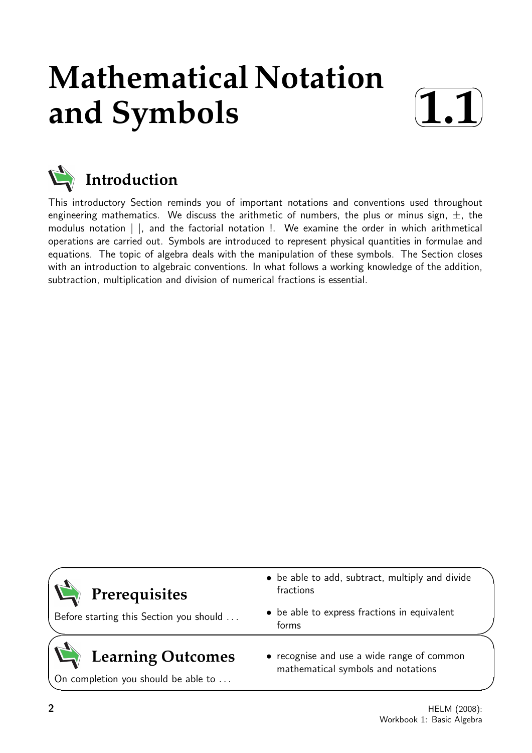# Mathematical Notation and Symbols

**1.1**

## Introduction

This introductory Section reminds you of important notations and conventions used throughout engineering mathematics. We discuss the arithmetic of numbers, the plus or minus sign, $\pm$, the modulus notation $|\ |$, and the factorial notation !. We examine the order in which arithmetical operations are carried out. Symbols are introduced to represent physical quantities in formulae and equations. The topic of algebra deals with the manipulation of these symbols. The Section closes with an introduction to algebraic conventions. In what follows a working knowledge of the addition, subtraction, multiplication and division of numerical fractions is essential.

## Prerequisites

Before starting this Section you should ...

- be able to add, subtract, multiply and divide fractions
- be able to express fractions in equivalent forms

## Learning Outcomes

On completion you should be able to ...

- recognise and use a wide range of common mathematical symbols and notations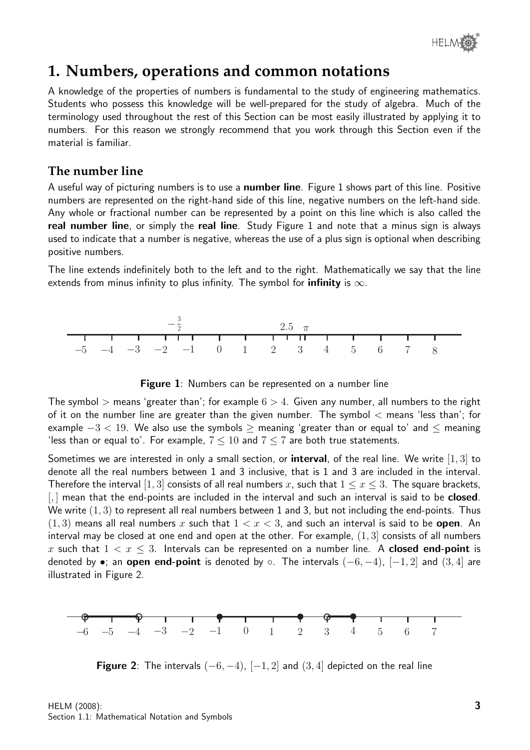# 1. Numbers, operations and common notations

A knowledge of the properties of numbers is fundamental to the study of engineering mathematics. Students who possess this knowledge will be well-prepared for the study of algebra. Much of the terminology used throughout the rest of this Section can be most easily illustrated by applying it to numbers. For this reason we strongly recommend that you work through this Section even if the material is familiar.

## The number line

A useful way of picturing numbers is to use a **number line**. Figure 1 shows part of this line. Positive numbers are represented on the right-hand side of this line, negative numbers on the left-hand side. Any whole or fractional number can be represented by a point on this line which is also called the **real number line**, or simply the **real line**. Study Figure 1 and note that a minus sign is always used to indicate that a number is negative, whereas the use of a plus sign is optional when describing positive numbers.

The line extends indefinitely both to the left and to the right. Mathematically we say that the line extends from minus infinity to plus infinity. The symbol for **infinity** is $\infty$.

**Figure 1**: Numbers can be represented on a number line

The symbol $>$ means 'greater than'; for example $6 > 4$. Given any number, all numbers to the right of it on the number line are greater than the given number. The symbol $<$ means 'less than'; for example $-3 < 19$. We also use the symbols $\geq$ meaning 'greater than or equal to' and $\leq$ meaning 'less than or equal to'. For example, $7 \leq 10$ and $7 \leq 7$ are both true statements.

Sometimes we are interested in only a small section, or **interval**, of the real line. We write $[1, 3]$ to denote all the real numbers between 1 and 3 inclusive, that is 1 and 3 are included in the interval. Therefore the interval $[1, 3]$ consists of all real numbers $x$, such that $1 \leq x \leq 3$. The square brackets, $[,]$ mean that the end-points are included in the interval and such an interval is said to be **closed**. We write $(1, 3)$ to represent all real numbers between 1 and 3, but not including the end-points. Thus $(1, 3)$ means all real numbers $x$ such that $1 < x < 3$, and such an interval is said to be **open**. An interval may be closed at one end and open at the other. For example, $(1, 3]$ consists of all numbers $x$ such that $1 < x \leq 3$. Intervals can be represented on a number line. A **closed end-point** is denoted by $\bullet$; an **open end-point** is denoted by $\circ$. The intervals $(-6, -4)$, $[-1, 2]$ and $(3, 4]$ are illustrated in Figure 2.

**Figure 2**: The intervals $(-6, -4)$, $[-1, 2]$ and $(3, 4]$ depicted on the real line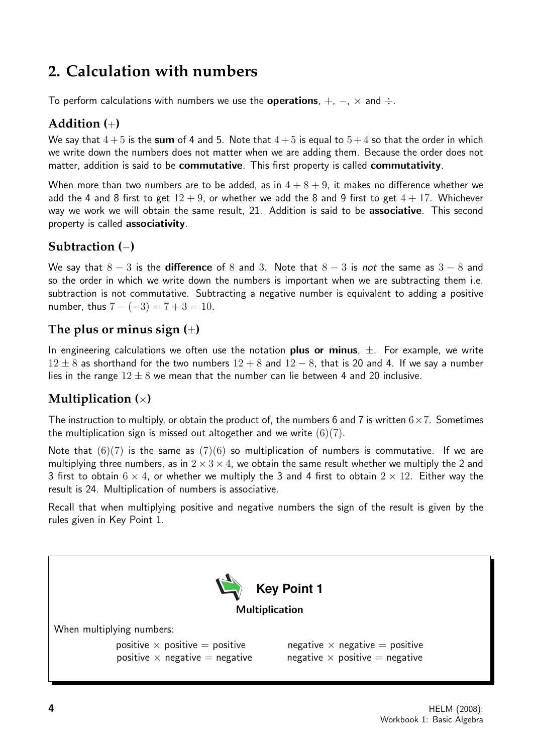## 2. Calculation with numbers

To perform calculations with numbers we use the **operations**, $+$, $-$, $\times$ and $\div$.

### Addition ($+$)

We say that $4+5$ is the **sum** of 4 and 5. Note that $4+5$ is equal to $5+4$ so that the order in which we write down the numbers does not matter when we are adding them. Because the order does not matter, addition is said to be **commutative**. This first property is called **commutativity**.

When more than two numbers are to be added, as in $4+8+9$, it makes no difference whether we add the 4 and 8 first to get $12+9$, or whether we add the 8 and 9 first to get $4+17$. Whichever way we work we will obtain the same result, 21. Addition is said to be **associative**. This second property is called **associativity**.

### Subtraction ($-$)

We say that $8-3$ is the **difference** of 8 and 3. Note that $8-3$ is *not* the same as $3-8$ and so the order in which we write down the numbers is important when we are subtracting them i.e. subtraction is not commutative. Subtracting a negative number is equivalent to adding a positive number, thus $7-(-3) = 7+3 = 10$.

### The plus or minus sign ($\pm$)

In engineering calculations we often use the notation **plus or minus**, $\pm$. For example, we write $12 \pm 8$ as shorthand for the two numbers $12+8$ and $12-8$, that is 20 and 4. If we say a number lies in the range $12 \pm 8$ we mean that the number can lie between 4 and 20 inclusive.

### Multiplication ($\times$)

The instruction to multiply, or obtain the product of, the numbers 6 and 7 is written $6\times 7$. Sometimes the multiplication sign is missed out altogether and we write $(6)(7)$.

Note that $(6)(7)$ is the same as $(7)(6)$ so multiplication of numbers is commutative. If we are multiplying three numbers, as in $2\times 3\times 4$, we obtain the same result whether we multiply the 2 and 3 first to obtain $6\times 4$, or whether we multiply the 3 and 4 first to obtain $2\times 12$. Either way the result is 24. Multiplication of numbers is associative.

Recall that when multiplying positive and negative numbers the sign of the result is given by the rules given in Key Point 1.

**Key Point 1**

**Multiplication**

When multiplying numbers:

positive $\times$ positive $=$ positive    negative $\times$ negative $=$ positive

positive $\times$ negative $=$ negative    negative $\times$ positive $=$ negative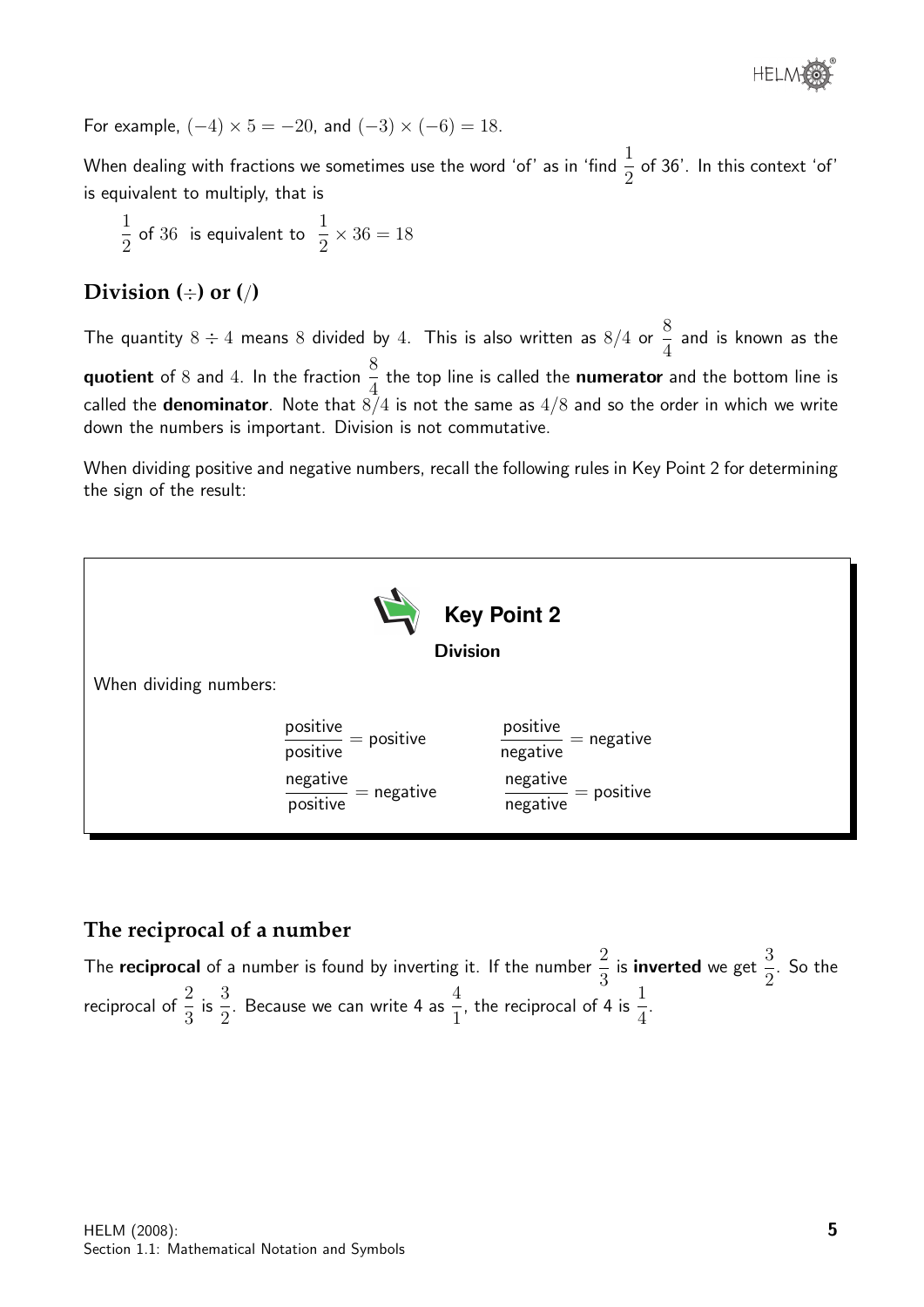For example, $(-4) \times 5 = -20$, and $(-3) \times (-6) = 18$.

When dealing with fractions we sometimes use the word 'of' as in 'find $\frac{1}{2}$ of 36'. In this context 'of' is equivalent to multiply, that is

$$\frac{1}{2} \text{ of } 36 \text{ is equivalent to } \frac{1}{2} \times 36 = 18$$

## Division ($\div$) or (/)

The quantity $8 \div 4$ means 8 divided by 4. This is also written as $8/4$ or $\frac{8}{4}$ and is known as the **quotient** of 8 and 4. In the fraction $\frac{8}{4}$ the top line is called the **numerator** and the bottom line is called the **denominator**. Note that $8/4$ is not the same as $4/8$ and so the order in which we write down the numbers is important. Division is not commutative.

When dividing positive and negative numbers, recall the following rules in Key Point 2 for determining the sign of the result:

**Key Point 2**

**Division**

When dividing numbers:

$$\frac{\text{positive}}{\text{positive}} = \text{positive} \qquad \frac{\text{positive}}{\text{negative}} = \text{negative}$$

$$\frac{\text{negative}}{\text{positive}} = \text{negative} \qquad \frac{\text{negative}}{\text{negative}} = \text{positive}$$

## The reciprocal of a number

The **reciprocal** of a number is found by inverting it. If the number $\frac{2}{3}$ is **inverted** we get $\frac{3}{2}$. So the reciprocal of $\frac{2}{3}$ is $\frac{3}{2}$. Because we can write 4 as $\frac{4}{1}$, the reciprocal of 4 is $\frac{1}{4}$.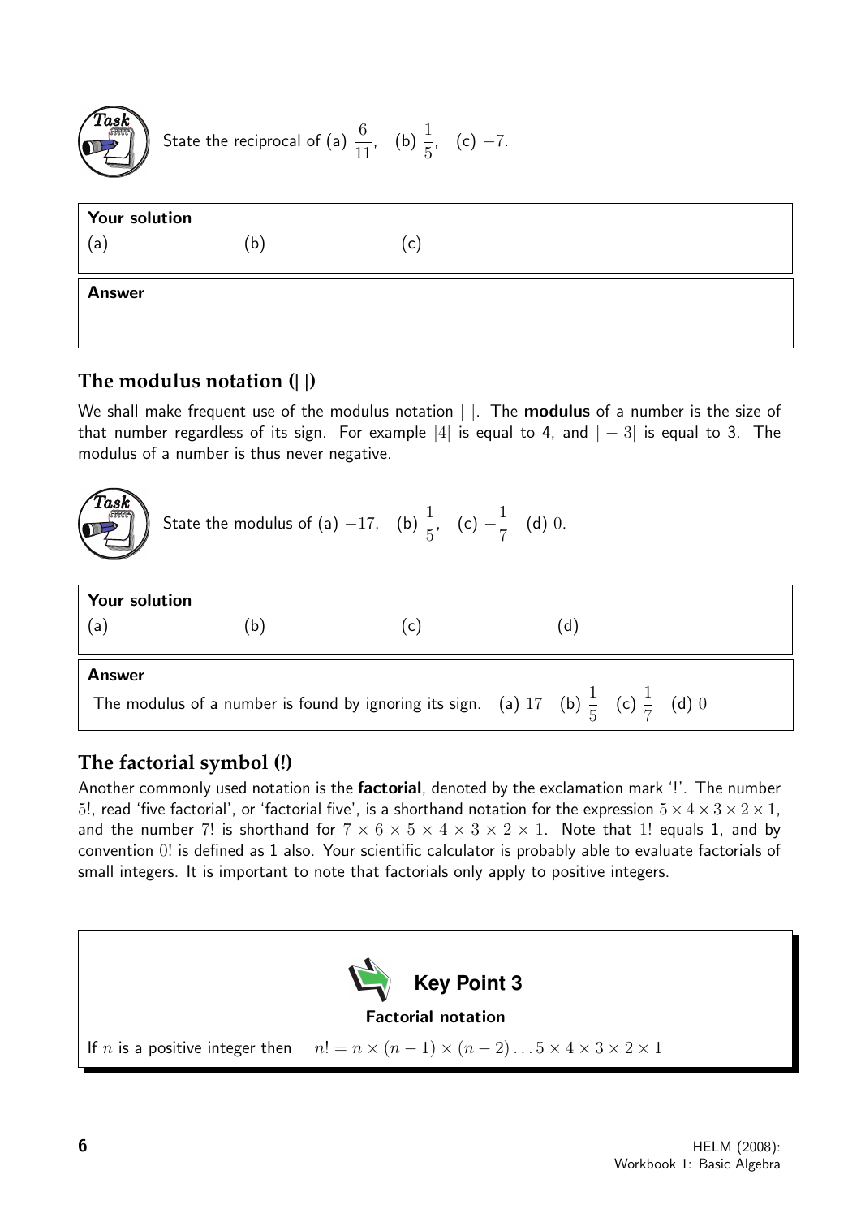**Task**

State the reciprocal of (a) $\frac{6}{11}$, (b) $\frac{1}{5}$, (c) $-7$.

**Your solution**

(a) (b) (c)

**Answer**

## The modulus notation (| |)

We shall make frequent use of the modulus notation $|\ |$. The **modulus** of a number is the size of that number regardless of its sign. For example $|4|$ is equal to 4, and $|-3|$ is equal to 3. The modulus of a number is thus never negative.

**Task**

State the modulus of (a) $-17$, (b) $\frac{1}{5}$, (c) $-\frac{1}{7}$ (d) $0$.

**Your solution**

(a) (b) (c) (d)

**Answer**

The modulus of a number is found by ignoring its sign. (a) $17$ (b) $\frac{1}{5}$ (c) $\frac{1}{7}$ (d) $0$

## The factorial symbol (!)

Another commonly used notation is the **factorial**, denoted by the exclamation mark '!'. The number $5!$, read 'five factorial', or 'factorial five', is a shorthand notation for the expression $5 \times 4 \times 3 \times 2 \times 1$, and the number $7!$ is shorthand for $7 \times 6 \times 5 \times 4 \times 3 \times 2 \times 1$. Note that $1!$ equals 1, and by convention $0!$ is defined as 1 also. Your scientific calculator is probably able to evaluate factorials of small integers. It is important to note that factorials only apply to positive integers.

**Key Point 3**

**Factorial notation**

If $n$ is a positive integer then $n! = n \times (n-1) \times (n-2) \ldots 5 \times 4 \times 3 \times 2 \times 1$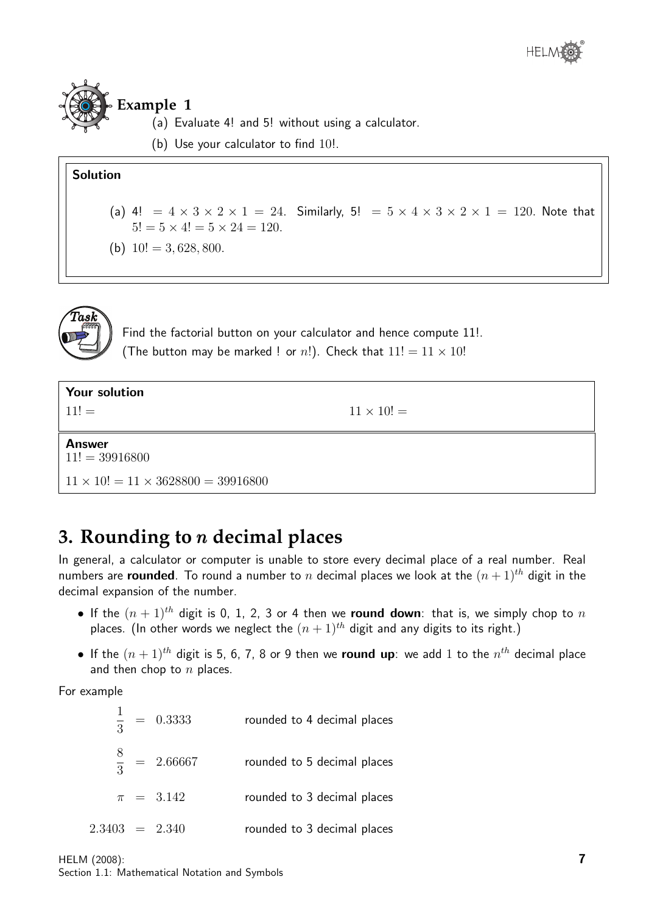**Example 1**

(a) Evaluate 4! and 5! without using a calculator.

(b) Use your calculator to find $10!$.

**Solution**

(a) 4! $= 4 \times 3 \times 2 \times 1 = 24$. Similarly, 5! $= 5 \times 4 \times 3 \times 2 \times 1 = 120$. Note that $5! = 5 \times 4! = 5 \times 24 = 120$.

(b) $10! = 3,628,800$.

**Task**

Find the factorial button on your calculator and hence compute 11!.
(The button may be marked ! or $n!$). Check that $11! = 11 \times 10!$

**Your solution**

$11! =$ $\qquad$ $11 \times 10! =$

**Answer**

$11! = 39916800$

$11 \times 10! = 11 \times 3628800 = 39916800$

## 3. Rounding to $n$ decimal places

In general, a calculator or computer is unable to store every decimal place of a real number. Real numbers are **rounded**. To round a number to $n$ decimal places we look at the $(n+1)^{th}$ digit in the decimal expansion of the number.

- If the $(n+1)^{th}$ digit is 0, 1, 2, 3 or 4 then we **round down**: that is, we simply chop to $n$ places. (In other words we neglect the $(n+1)^{th}$ digit and any digits to its right.)
- If the $(n+1)^{th}$ digit is 5, 6, 7, 8 or 9 then we **round up**: we add 1 to the $n^{th}$ decimal place and then chop to $n$ places.

For example

$\frac{1}{3} = 0.3333$ rounded to 4 decimal places

$\frac{8}{3} = 2.66667$ rounded to 5 decimal places

$\pi = 3.142$ rounded to 3 decimal places

$2.3403 = 2.340$ rounded to 3 decimal places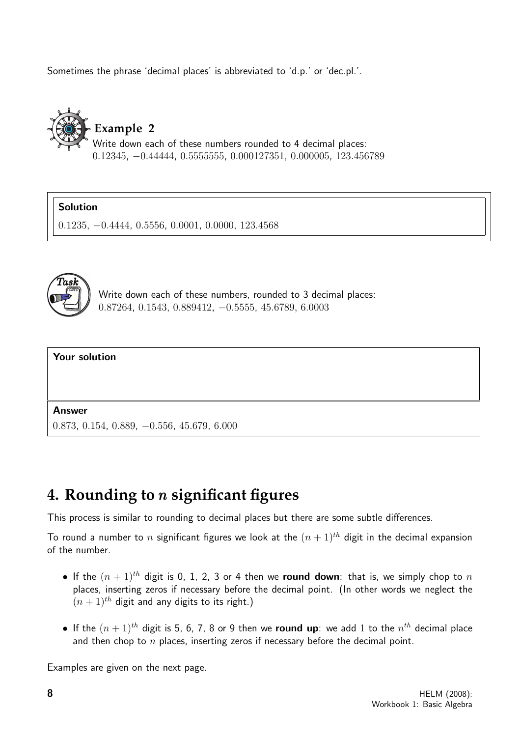Sometimes the phrase 'decimal places' is abbreviated to 'd.p.' or 'dec.pl.'.

**Example 2**

Write down each of these numbers rounded to 4 decimal places:
$0.12345$, $-0.44444$, $0.5555555$, $0.000127351$, $0.000005$, $123.456789$

**Solution**

$0.1235$, $-0.4444$, $0.5556$, $0.0001$, $0.0000$, $123.4568$

**Task**

Write down each of these numbers, rounded to 3 decimal places:
$0.87264$, $0.1543$, $0.889412$, $-0.5555$, $45.6789$, $6.0003$

**Your solution**

**Answer**

$0.873$, $0.154$, $0.889$, $-0.556$, $45.679$, $6.000$

## 4. Rounding to $n$ significant figures

This process is similar to rounding to decimal places but there are some subtle differences.

To round a number to $n$ significant figures we look at the $(n+1)^{th}$ digit in the decimal expansion of the number.

- If the $(n+1)^{th}$ digit is 0, 1, 2, 3 or 4 then we **round down**: that is, we simply chop to $n$ places, inserting zeros if necessary before the decimal point. (In other words we neglect the $(n+1)^{th}$ digit and any digits to its right.)
- If the $(n+1)^{th}$ digit is 5, 6, 7, 8 or 9 then we **round up**: we add 1 to the $n^{th}$ decimal place and then chop to $n$ places, inserting zeros if necessary before the decimal point.

Examples are given on the next page.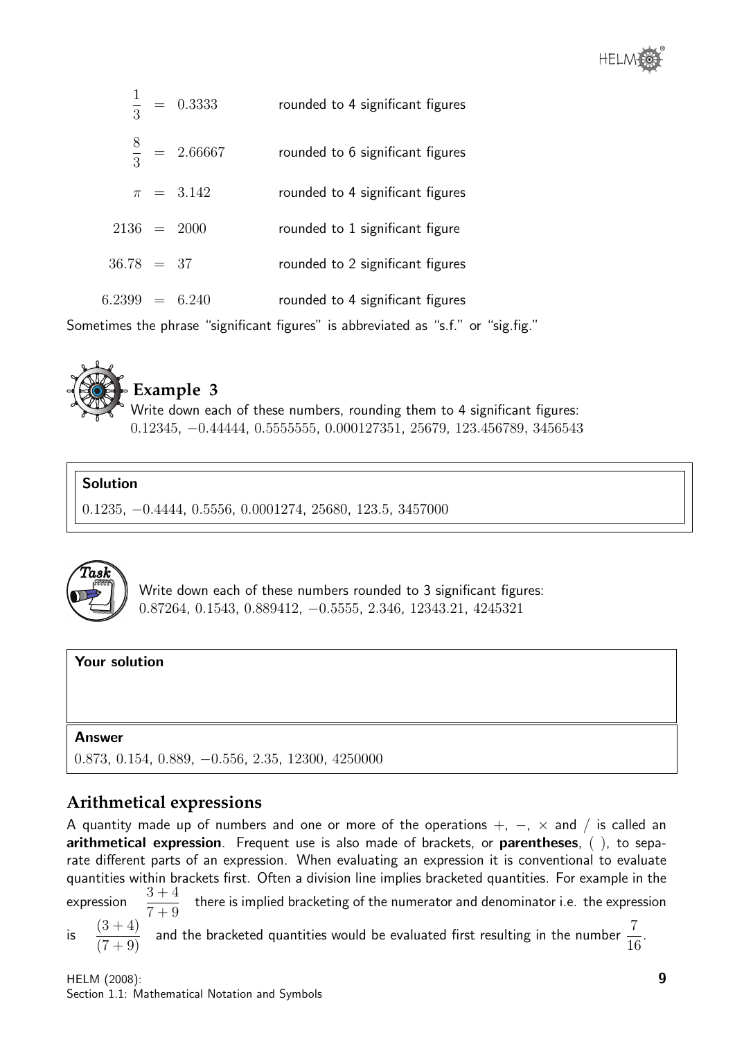$$
\begin{aligned}
\frac{1}{3} &= 0.3333 && \text{rounded to 4 significant figures}\\
\frac{8}{3} &= 2.66667 && \text{rounded to 6 significant figures}\\
\pi &= 3.142 && \text{rounded to 4 significant figures}\\
2136 &= 2000 && \text{rounded to 1 significant figure}\\
36.78 &= 37 && \text{rounded to 2 significant figures}\\
6.2399 &= 6.240 && \text{rounded to 4 significant figures}
\end{aligned}
$$

Sometimes the phrase "significant figures" is abbreviated as "s.f." or "sig.fig."

## Example 3

Write down each of these numbers, rounding them to 4 significant figures:
$0.12345, -0.44444, 0.5555555, 0.000127351, 25679, 123.456789, 3456543$

**Solution**

$0.1235, -0.4444, 0.5556, 0.0001274, 25680, 123.5, 3457000$

**Task**

Write down each of these numbers rounded to 3 significant figures:
$0.87264, 0.1543, 0.889412, -0.5555, 2.346, 12343.21, 4245321$

**Your solution**

**Answer**

$0.873, 0.154, 0.889, -0.556, 2.35, 12300, 4250000$

## Arithmetical expressions

A quantity made up of numbers and one or more of the operations $+$, $-$, $\times$ and $/$ is called an **arithmetical expression**. Frequent use is also made of brackets, or **parentheses**, ( ), to separate different parts of an expression. When evaluating an expression it is conventional to evaluate quantities within brackets first. Often a division line implies bracketed quantities. For example in the expression $\dfrac{3+4}{7+9}$ there is implied bracketing of the numerator and denominator i.e. the expression is $\dfrac{(3+4)}{(7+9)}$ and the bracketed quantities would be evaluated first resulting in the number $\dfrac{7}{16}$.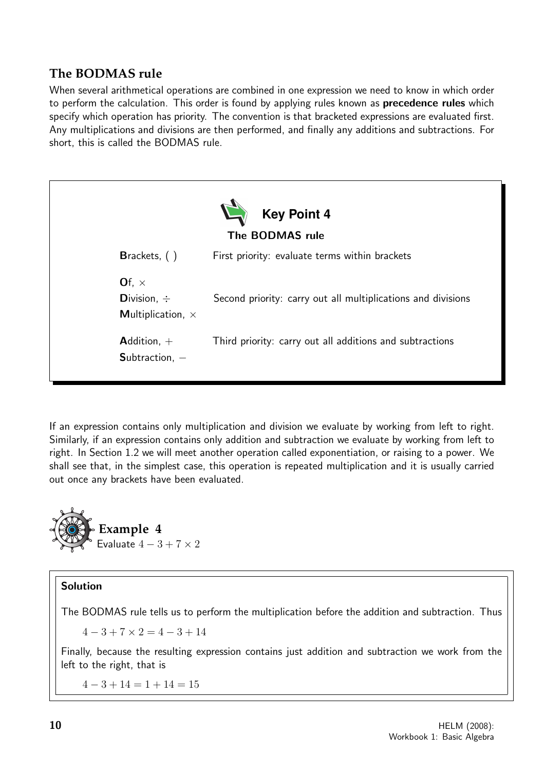## The BODMAS rule

When several arithmetical operations are combined in one expression we need to know in which order to perform the calculation. This order is found by applying rules known as **precedence rules** which specify which operation has priority. The convention is that bracketed expressions are evaluated first. Any multiplications and divisions are then performed, and finally any additions and subtractions. For short, this is called the BODMAS rule.

### Key Point 4

**The BODMAS rule**

| | |
|---|---|
| **B**rackets, ( ) | First priority: evaluate terms within brackets |
| **O**f, $\times$<br>**D**ivision, $\div$<br>**M**ultiplication, $\times$ | Second priority: carry out all multiplications and divisions |
| **A**ddition, $+$<br>**S**ubtraction, $-$ | Third priority: carry out all additions and subtractions |

If an expression contains only multiplication and division we evaluate by working from left to right. Similarly, if an expression contains only addition and subtraction we evaluate by working from left to right. In Section 1.2 we will meet another operation called exponentiation, or raising to a power. We shall see that, in the simplest case, this operation is repeated multiplication and it is usually carried out once any brackets have been evaluated.

### Example 4

Evaluate $4 - 3 + 7 \times 2$

**Solution**

The BODMAS rule tells us to perform the multiplication before the addition and subtraction. Thus

$$4 - 3 + 7 \times 2 = 4 - 3 + 14$$

Finally, because the resulting expression contains just addition and subtraction we work from the left to the right, that is

$$4 - 3 + 14 = 1 + 14 = 15$$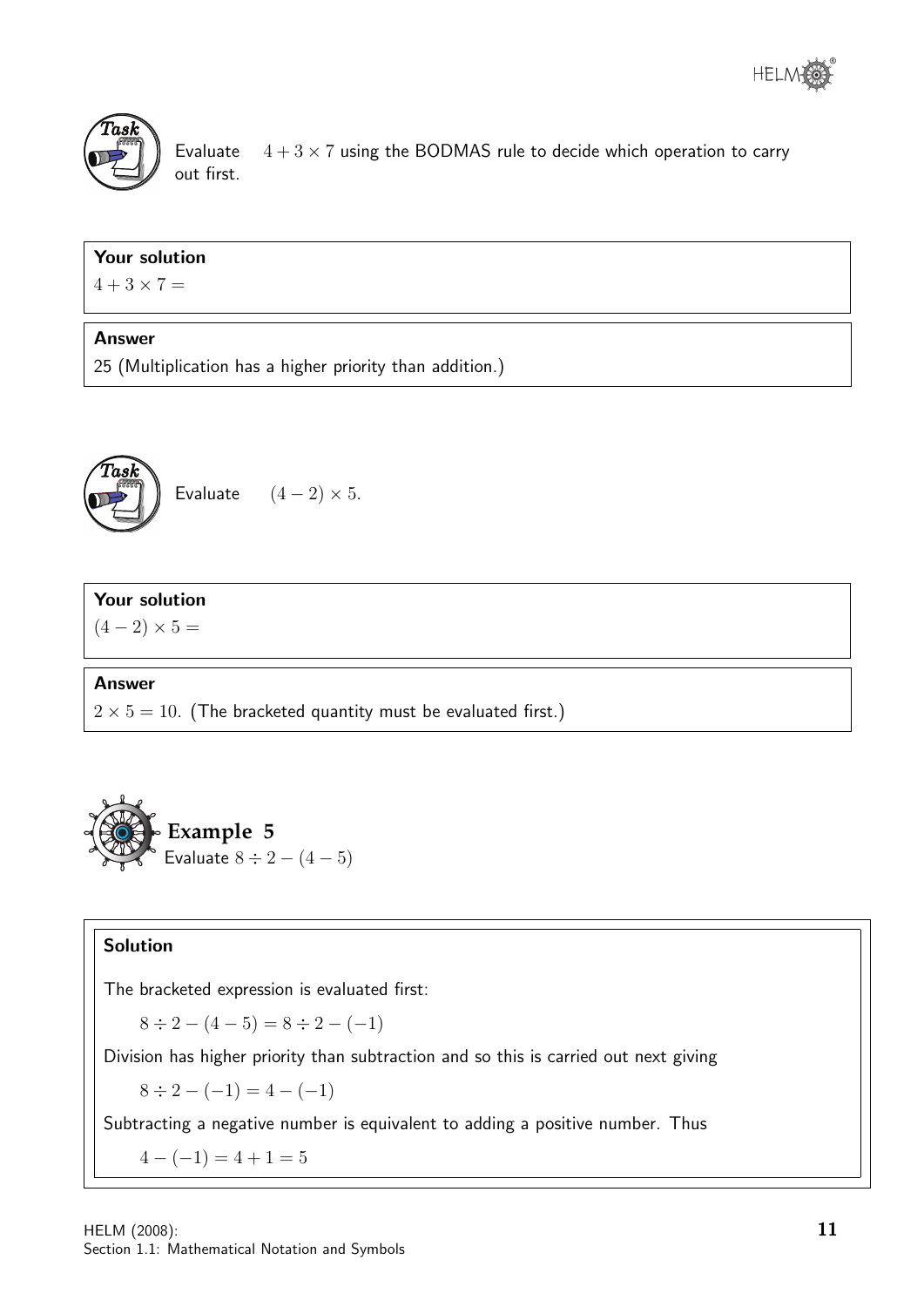**Task**

Evaluate $4 + 3 \times 7$ using the BODMAS rule to decide which operation to carry out first.

**Your solution**

$4 + 3 \times 7 =$

**Answer**

25 (Multiplication has a higher priority than addition.)

**Task**

Evaluate $(4 - 2) \times 5.$

**Your solution**

$(4 - 2) \times 5 =$

**Answer**

$2 \times 5 = 10.$ (The bracketed quantity must be evaluated first.)

## Example 5

Evaluate $8 \div 2 - (4 - 5)$

**Solution**

The bracketed expression is evaluated first:

$$8 \div 2 - (4 - 5) = 8 \div 2 - (-1)$$

Division has higher priority than subtraction and so this is carried out next giving

$$8 \div 2 - (-1) = 4 - (-1)$$

Subtracting a negative number is equivalent to adding a positive number. Thus

$$4 - (-1) = 4 + 1 = 5$$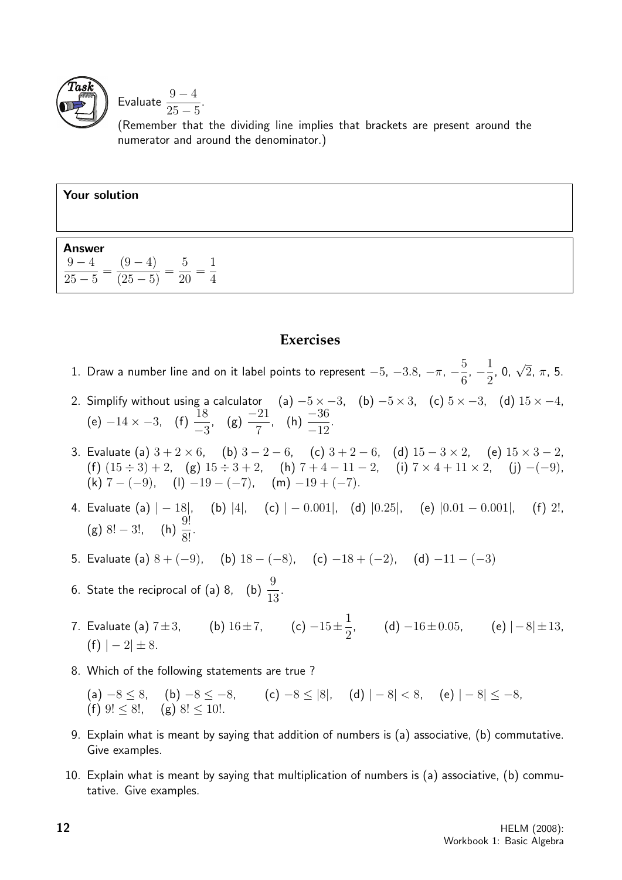**Task**

Evaluate $\dfrac{9-4}{25-5}$.

(Remember that the dividing line implies that brackets are present around the numerator and around the denominator.)

**Your solution**

**Answer**

$$\frac{9-4}{25-5} = \frac{(9-4)}{(25-5)} = \frac{5}{20} = \frac{1}{4}$$

## Exercises

1. Draw a number line and on it label points to represent $-5$, $-3.8$, $-\pi$, $-\dfrac{5}{6}$, $-\dfrac{1}{2}$, 0, $\sqrt{2}$, $\pi$, 5.

2. Simplify without using a calculator (a) $-5 \times -3$, (b) $-5 \times 3$, (c) $5 \times -3$, (d) $15 \times -4$, (e) $-14 \times -3$, (f) $\dfrac{18}{-3}$, (g) $\dfrac{-21}{7}$, (h) $\dfrac{-36}{-12}$.

3. Evaluate (a) $3 + 2 \times 6$, (b) $3 - 2 - 6$, (c) $3 + 2 - 6$, (d) $15 - 3 \times 2$, (e) $15 \times 3 - 2$, (f) $(15 \div 3) + 2$, (g) $15 \div 3 + 2$, (h) $7 + 4 - 11 - 2$, (i) $7 \times 4 + 11 \times 2$, (j) $-(-9)$, (k) $7 - (-9)$, (l) $-19 - (-7)$, (m) $-19 + (-7)$.

4. Evaluate (a) $|-18|$, (b) $|4|$, (c) $|-0.001|$, (d) $|0.25|$, (e) $|0.01 - 0.001|$, (f) $2!$, (g) $8! - 3!$, (h) $\dfrac{9!}{8!}$.

5. Evaluate (a) $8 + (-9)$, (b) $18 - (-8)$, (c) $-18 + (-2)$, (d) $-11 - (-3)$

6. State the reciprocal of (a) 8, (b) $\dfrac{9}{13}$.

7. Evaluate (a) $7 \pm 3$, (b) $16 \pm 7$, (c) $-15 \pm \dfrac{1}{2}$, (d) $-16 \pm 0.05$, (e) $|-8| \pm 13$, (f) $|-2| \pm 8$.

8. Which of the following statements are true ?

   (a) $-8 \leq 8$, (b) $-8 \leq -8$, (c) $-8 \leq |8|$, (d) $|-8| < 8$, (e) $|-8| \leq -8$, (f) $9! \leq 8!$, (g) $8! \leq 10!$.

9. Explain what is meant by saying that addition of numbers is (a) associative, (b) commutative. Give examples.

10. Explain what is meant by saying that multiplication of numbers is (a) associative, (b) commutative. Give examples.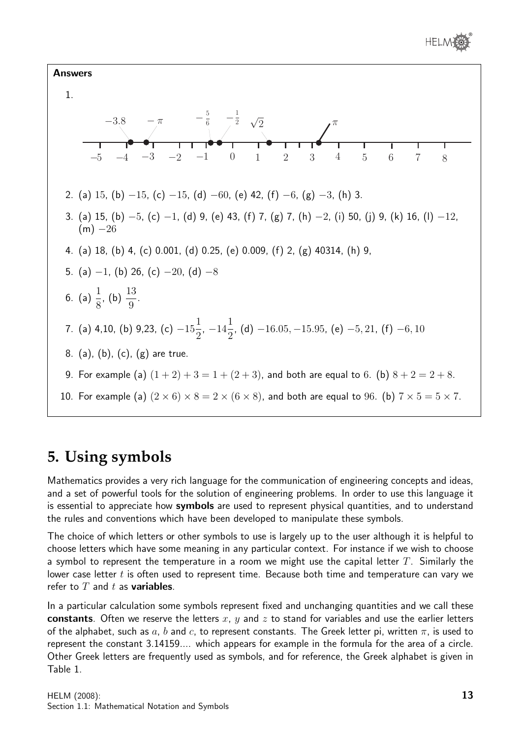**Answers**

1. 

−3.8, $-\pi$, $-\frac{5}{6}$, $-\frac{1}{2}$, $\sqrt{2}$, $\pi$ marked on a number line from −5 to 8.

2. (a) 15, (b) $-15$, (c) $-15$, (d) $-60$, (e) 42, (f) $-6$, (g) $-3$, (h) 3.

3. (a) 15, (b) $-5$, (c) $-1$, (d) 9, (e) 43, (f) 7, (g) 7, (h) $-2$, (i) 50, (j) 9, (k) 16, (l) $-12$, (m) $-26$

4. (a) 18, (b) 4, (c) 0.001, (d) 0.25, (e) 0.009, (f) 2, (g) 40314, (h) 9,

5. (a) $-1$, (b) 26, (c) $-20$, (d) $-8$

6. (a) $\dfrac{1}{8}$, (b) $\dfrac{13}{9}$.

7. (a) 4,10, (b) 9,23, (c) $-15\frac{1}{2}$, $-14\frac{1}{2}$, (d) $-16.05, -15.95$, (e) $-5, 21$, (f) $-6, 10$

8. (a), (b), (c), (g) are true.

9. For example (a) $(1 + 2) + 3 = 1 + (2 + 3)$, and both are equal to 6. (b) $8 + 2 = 2 + 8$.

10. For example (a) $(2 \times 6) \times 8 = 2 \times (6 \times 8)$, and both are equal to 96. (b) $7 \times 5 = 5 \times 7$.

## 5. Using symbols

Mathematics provides a very rich language for the communication of engineering concepts and ideas, and a set of powerful tools for the solution of engineering problems. In order to use this language it is essential to appreciate how **symbols** are used to represent physical quantities, and to understand the rules and conventions which have been developed to manipulate these symbols.

The choice of which letters or other symbols to use is largely up to the user although it is helpful to choose letters which have some meaning in any particular context. For instance if we wish to choose a symbol to represent the temperature in a room we might use the capital letter $T$. Similarly the lower case letter $t$ is often used to represent time. Because both time and temperature can vary we refer to $T$ and $t$ as **variables**.

In a particular calculation some symbols represent fixed and unchanging quantities and we call these **constants**. Often we reserve the letters $x$, $y$ and $z$ to stand for variables and use the earlier letters of the alphabet, such as $a$, $b$ and $c$, to represent constants. The Greek letter pi, written $\pi$, is used to represent the constant 3.14159.... which appears for example in the formula for the area of a circle. Other Greek letters are frequently used as symbols, and for reference, the Greek alphabet is given in Table 1.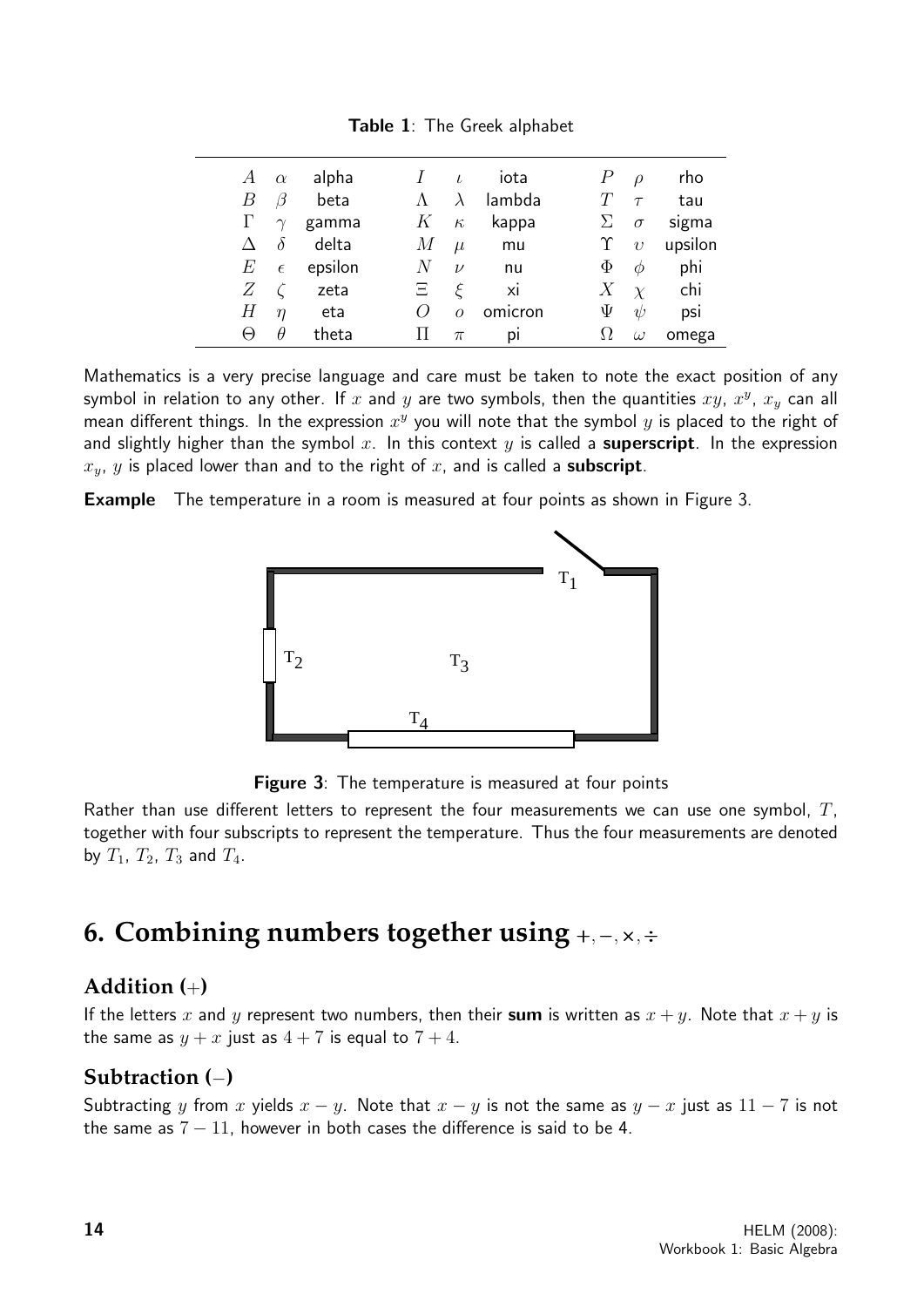**Table 1**: The Greek alphabet

| | | | | | | | | |
|---|---|---|---|---|---|---|---|---|
| $A$ | $\alpha$ | alpha | $I$ | $\iota$ | iota | $P$ | $\rho$ | rho |
| $B$ | $\beta$ | beta | $\Lambda$ | $\lambda$ | lambda | $T$ | $\tau$ | tau |
| $\Gamma$ | $\gamma$ | gamma | $K$ | $\kappa$ | kappa | $\Sigma$ | $\sigma$ | sigma |
| $\Delta$ | $\delta$ | delta | $M$ | $\mu$ | mu | $\Upsilon$ | $\upsilon$ | upsilon |
| $E$ | $\epsilon$ | epsilon | $N$ | $\nu$ | nu | $\Phi$ | $\phi$ | phi |
| $Z$ | $\zeta$ | zeta | $\Xi$ | $\xi$ | xi | $X$ | $\chi$ | chi |
| $H$ | $\eta$ | eta | $O$ | $o$ | omicron | $\Psi$ | $\psi$ | psi |
| $\Theta$ | $\theta$ | theta | $\Pi$ | $\pi$ | pi | $\Omega$ | $\omega$ | omega |

Mathematics is a very precise language and care must be taken to note the exact position of any symbol in relation to any other. If $x$ and $y$ are two symbols, then the quantities $xy$, $x^y$, $x_y$ can all mean different things. In the expression $x^y$ you will note that the symbol $y$ is placed to the right of and slightly higher than the symbol $x$. In this context $y$ is called a **superscript**. In the expression $x_y$, $y$ is placed lower than and to the right of $x$, and is called a **subscript**.

**Example** The temperature in a room is measured at four points as shown in Figure 3.

**Figure 3**: The temperature is measured at four points

Rather than use different letters to represent the four measurements we can use one symbol, $T$, together with four subscripts to represent the temperature. Thus the four measurements are denoted by $T_1$, $T_2$, $T_3$ and $T_4$.

## 6. Combining numbers together using $+, -, \times, \div$

### Addition ($+$)

If the letters $x$ and $y$ represent two numbers, then their **sum** is written as $x + y$. Note that $x + y$ is the same as $y + x$ just as $4 + 7$ is equal to $7 + 4$.

### Subtraction ($-$)

Subtracting $y$ from $x$ yields $x - y$. Note that $x - y$ is not the same as $y - x$ just as $11 - 7$ is not the same as $7 - 11$, however in both cases the difference is said to be 4.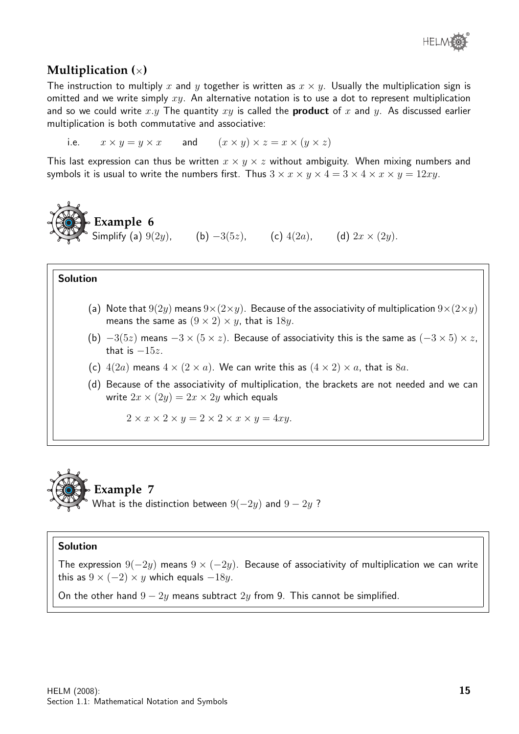## Multiplication ($\times$)

The instruction to multiply $x$ and $y$ together is written as $x \times y$. Usually the multiplication sign is omitted and we write simply $xy$. An alternative notation is to use a dot to represent multiplication and so we could write $x.y$ The quantity $xy$ is called the **product** of $x$ and $y$. As discussed earlier multiplication is both commutative and associative:

i.e. $\quad x \times y = y \times x \quad$ and $\quad (x \times y) \times z = x \times (y \times z)$

This last expression can thus be written $x \times y \times z$ without ambiguity. When mixing numbers and symbols it is usual to write the numbers first. Thus $3 \times x \times y \times 4 = 3 \times 4 \times x \times y = 12xy$.

### Example 6

Simplify (a) $9(2y)$, (b) $-3(5z)$, (c) $4(2a)$, (d) $2x \times (2y)$.

**Solution**

(a) Note that $9(2y)$ means $9\times(2\times y)$. Because of the associativity of multiplication $9\times(2\times y)$ means the same as $(9 \times 2) \times y$, that is $18y$.

(b) $-3(5z)$ means $-3 \times (5 \times z)$. Because of associativity this is the same as $(-3 \times 5) \times z$, that is $-15z$.

(c) $4(2a)$ means $4 \times (2 \times a)$. We can write this as $(4 \times 2) \times a$, that is $8a$.

(d) Because of the associativity of multiplication, the brackets are not needed and we can write $2x \times (2y) = 2x \times 2y$ which equals

$$2 \times x \times 2 \times y = 2 \times 2 \times x \times y = 4xy.$$

### Example 7

What is the distinction between $9(-2y)$ and $9 - 2y$ ?

**Solution**

The expression $9(-2y)$ means $9 \times (-2y)$. Because of associativity of multiplication we can write this as $9 \times (-2) \times y$ which equals $-18y$.

On the other hand $9 - 2y$ means subtract $2y$ from 9. This cannot be simplified.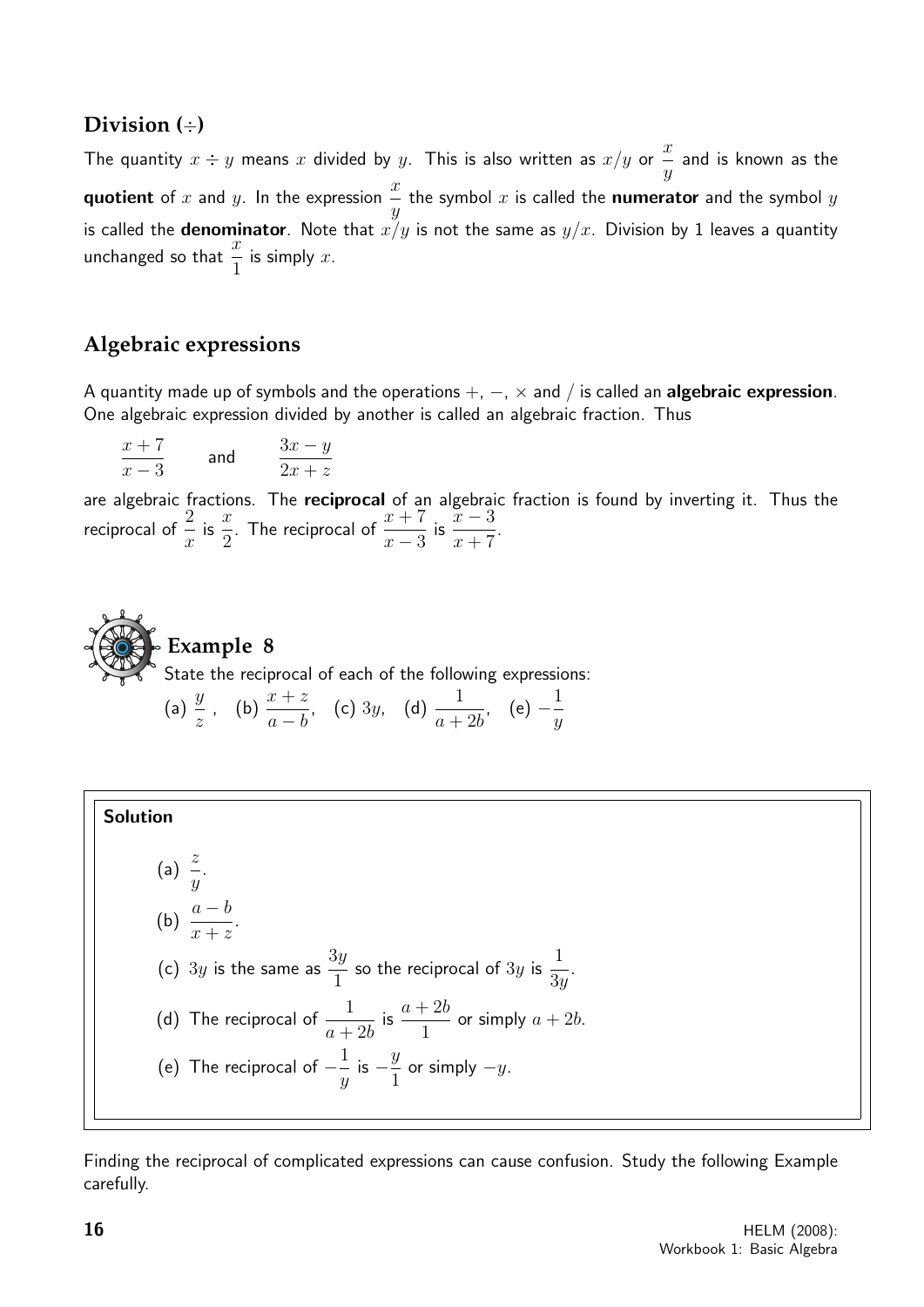## Division (÷)

The quantity $x \div y$ means $x$ divided by $y$. This is also written as $x/y$ or $\dfrac{x}{y}$ and is known as the **quotient** of $x$ and $y$. In the expression $\dfrac{x}{y}$ the symbol $x$ is called the **numerator** and the symbol $y$ is called the **denominator**. Note that $x/y$ is not the same as $y/x$. Division by 1 leaves a quantity unchanged so that $\dfrac{x}{1}$ is simply $x$.

## Algebraic expressions

A quantity made up of symbols and the operations $+$, $-$, $\times$ and / is called an **algebraic expression**. One algebraic expression divided by another is called an algebraic fraction. Thus

$$\frac{x+7}{x-3} \qquad \text{and} \qquad \frac{3x-y}{2x+z}$$

are algebraic fractions. The **reciprocal** of an algebraic fraction is found by inverting it. Thus the reciprocal of $\dfrac{2}{x}$ is $\dfrac{x}{2}$. The reciprocal of $\dfrac{x+7}{x-3}$ is $\dfrac{x-3}{x+7}$.

### Example 8

State the reciprocal of each of the following expressions:

(a) $\dfrac{y}{z}$, (b) $\dfrac{x+z}{a-b}$, (c) $3y$, (d) $\dfrac{1}{a+2b}$, (e) $-\dfrac{1}{y}$

**Solution**

(a) $\dfrac{z}{y}$.

(b) $\dfrac{a-b}{x+z}$.

(c) $3y$ is the same as $\dfrac{3y}{1}$ so the reciprocal of $3y$ is $\dfrac{1}{3y}$.

(d) The reciprocal of $\dfrac{1}{a+2b}$ is $\dfrac{a+2b}{1}$ or simply $a+2b$.

(e) The reciprocal of $-\dfrac{1}{y}$ is $-\dfrac{y}{1}$ or simply $-y$.

Finding the reciprocal of complicated expressions can cause confusion. Study the following Example carefully.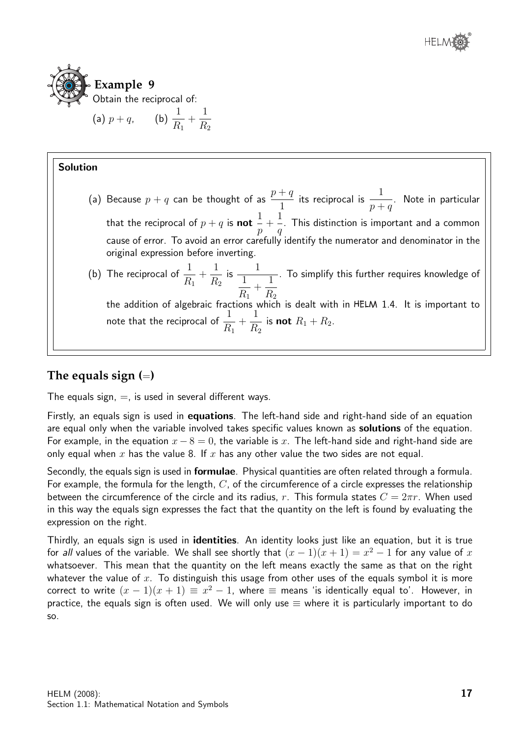## Example 9

Obtain the reciprocal of:

(a) $p+q$, (b) $\frac{1}{R_1}+\frac{1}{R_2}$

**Solution**

(a) Because $p+q$ can be thought of as $\frac{p+q}{1}$ its reciprocal is $\frac{1}{p+q}$. Note in particular that the reciprocal of $p+q$ is **not** $\frac{1}{p}+\frac{1}{q}$. This distinction is important and a common cause of error. To avoid an error carefully identify the numerator and denominator in the original expression before inverting.

(b) The reciprocal of $\frac{1}{R_1}+\frac{1}{R_2}$ is $\frac{1}{\frac{1}{R_1}+\frac{1}{R_2}}$. To simplify this further requires knowledge of the addition of algebraic fractions which is dealt with in HELM 1.4. It is important to note that the reciprocal of $\frac{1}{R_1}+\frac{1}{R_2}$ is **not** $R_1+R_2$.

## The equals sign (=)

The equals sign, =, is used in several different ways.

Firstly, an equals sign is used in **equations**. The left-hand side and right-hand side of an equation are equal only when the variable involved takes specific values known as **solutions** of the equation. For example, in the equation $x-8=0$, the variable is $x$. The left-hand side and right-hand side are only equal when $x$ has the value 8. If $x$ has any other value the two sides are not equal.

Secondly, the equals sign is used in **formulae**. Physical quantities are often related through a formula. For example, the formula for the length, $C$, of the circumference of a circle expresses the relationship between the circumference of the circle and its radius, $r$. This formula states $C=2\pi r$. When used in this way the equals sign expresses the fact that the quantity on the left is found by evaluating the expression on the right.

Thirdly, an equals sign is used in **identities**. An identity looks just like an equation, but it is true for *all* values of the variable. We shall see shortly that $(x-1)(x+1)=x^2-1$ for any value of $x$ whatsoever. This mean that the quantity on the left means exactly the same as that on the right whatever the value of $x$. To distinguish this usage from other uses of the equals symbol it is more correct to write $(x-1)(x+1)\equiv x^2-1$, where $\equiv$ means 'is identically equal to'. However, in practice, the equals sign is often used. We will only use $\equiv$ where it is particularly important to do so.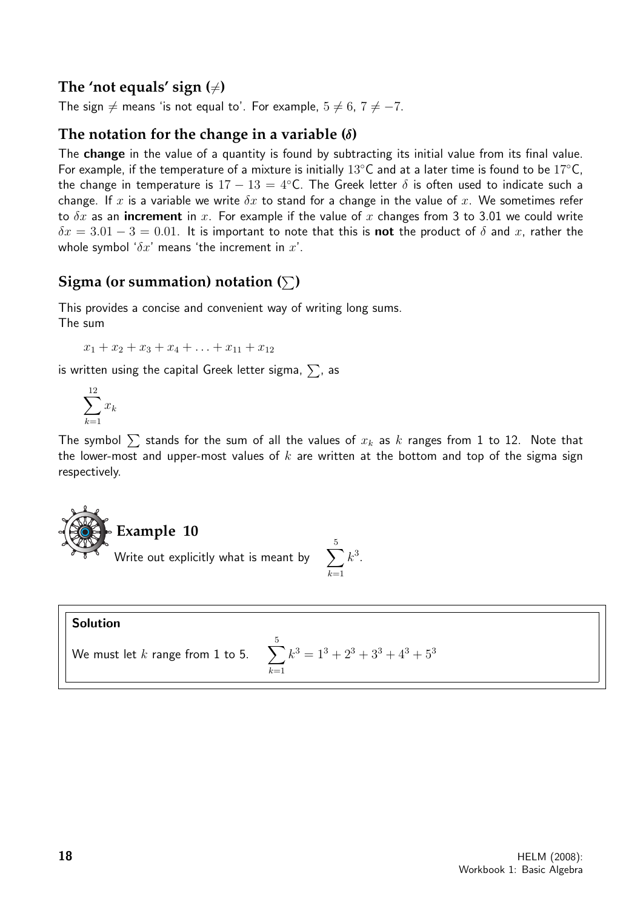### The 'not equals' sign ($\neq$)

The sign $\neq$ means 'is not equal to'. For example, $5 \neq 6$, $7 \neq -7$.

### The notation for the change in a variable ($\delta$)

The **change** in the value of a quantity is found by subtracting its initial value from its final value. For example, if the temperature of a mixture is initially $13^\circ$C and at a later time is found to be $17^\circ$C, the change in temperature is $17 - 13 = 4^\circ$C. The Greek letter $\delta$ is often used to indicate such a change. If $x$ is a variable we write $\delta x$ to stand for a change in the value of $x$. We sometimes refer to $\delta x$ as an **increment** in $x$. For example if the value of $x$ changes from 3 to 3.01 we could write $\delta x = 3.01 - 3 = 0.01$. It is important to note that this is **not** the product of $\delta$ and $x$, rather the whole symbol '$\delta x$' means 'the increment in $x$'.

### Sigma (or summation) notation ($\sum$)

This provides a concise and convenient way of writing long sums.
The sum

$$x_1 + x_2 + x_3 + x_4 + \ldots + x_{11} + x_{12}$$

is written using the capital Greek letter sigma, $\sum$, as

$$\sum_{k=1}^{12} x_k$$

The symbol $\sum$ stands for the sum of all the values of $x_k$ as $k$ ranges from 1 to 12. Note that the lower-most and upper-most values of $k$ are written at the bottom and top of the sigma sign respectively.

### Example 10

Write out explicitly what is meant by $\displaystyle\sum_{k=1}^{5} k^3$.

**Solution**

We must let $k$ range from 1 to 5. $\displaystyle\sum_{k=1}^{5} k^3 = 1^3 + 2^3 + 3^3 + 4^3 + 5^3$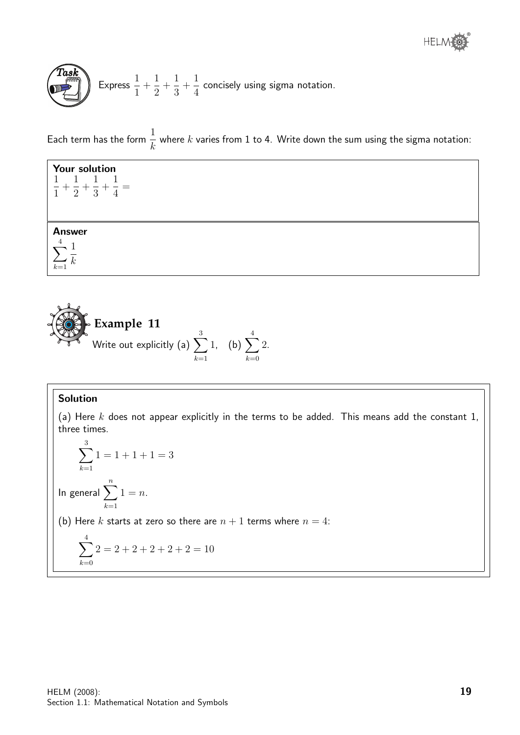**Task**

Express $\frac{1}{1}+\frac{1}{2}+\frac{1}{3}+\frac{1}{4}$ concisely using sigma notation.

Each term has the form $\frac{1}{k}$ where $k$ varies from 1 to 4. Write down the sum using the sigma notation:

**Your solution**

$\frac{1}{1}+\frac{1}{2}+\frac{1}{3}+\frac{1}{4}=$

**Answer**

$\sum_{k=1}^{4}\frac{1}{k}$

## Example 11

Write out explicitly (a) $\sum_{k=1}^{3} 1$, (b) $\sum_{k=0}^{4} 2$.

**Solution**

(a) Here $k$ does not appear explicitly in the terms to be added. This means add the constant 1, three times.

$$\sum_{k=1}^{3} 1 = 1+1+1 = 3$$

In general $\sum_{k=1}^{n} 1 = n$.

(b) Here $k$ starts at zero so there are $n+1$ terms where $n=4$:

$$\sum_{k=0}^{4} 2 = 2+2+2+2+2 = 10$$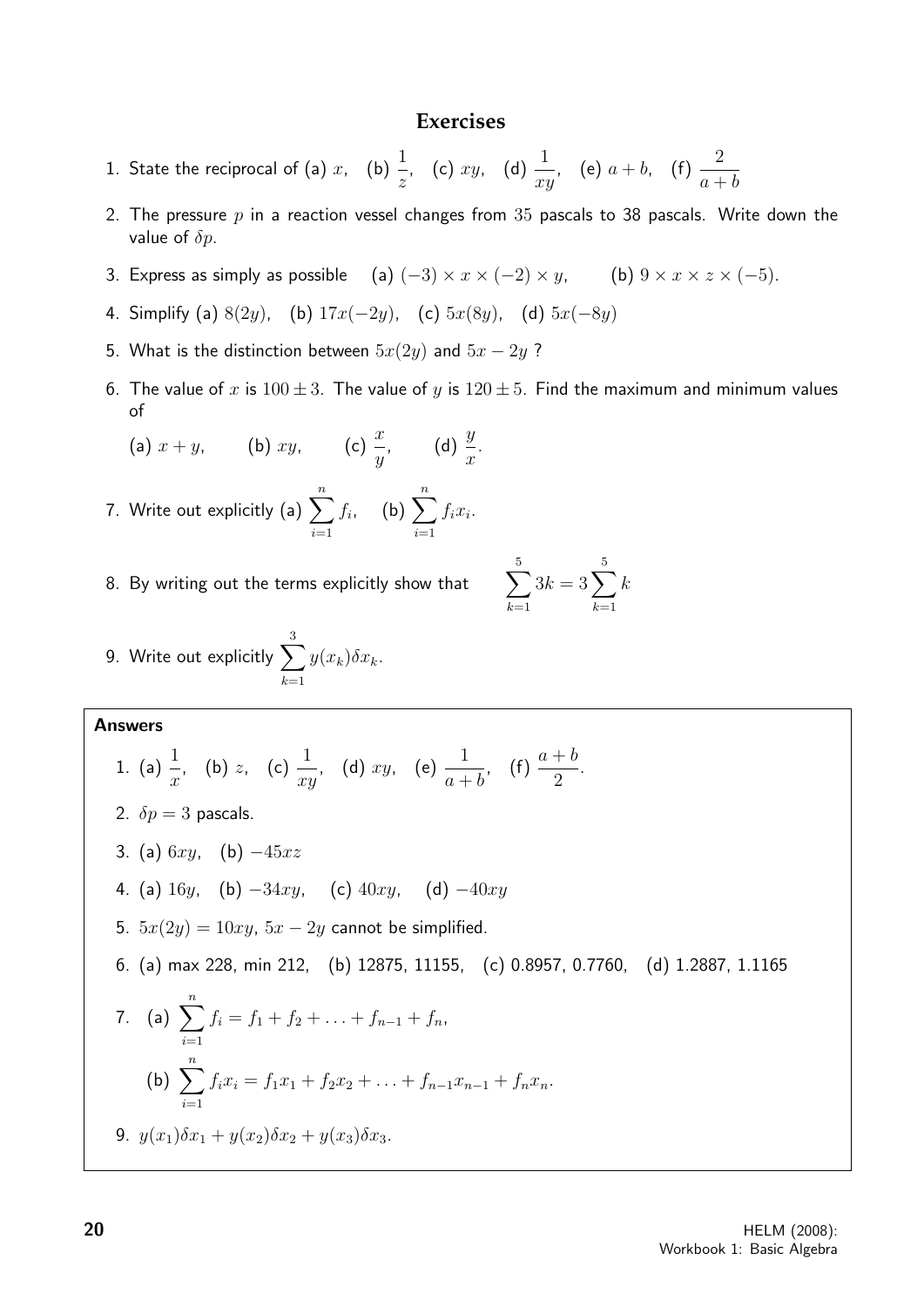## Exercises

1. State the reciprocal of (a) $x$, (b) $\frac{1}{z}$, (c) $xy$, (d) $\frac{1}{xy}$, (e) $a+b$, (f) $\frac{2}{a+b}$

2. The pressure $p$ in a reaction vessel changes from 35 pascals to 38 pascals. Write down the value of $\delta p$.

3. Express as simply as possible (a) $(-3) \times x \times (-2) \times y$, (b) $9 \times x \times z \times (-5)$.

4. Simplify (a) $8(2y)$, (b) $17x(-2y)$, (c) $5x(8y)$, (d) $5x(-8y)$

5. What is the distinction between $5x(2y)$ and $5x - 2y$ ?

6. The value of $x$ is $100 \pm 3$. The value of $y$ is $120 \pm 5$. Find the maximum and minimum values of

   (a) $x + y$, (b) $xy$, (c) $\frac{x}{y}$, (d) $\frac{y}{x}$.

7. Write out explicitly (a) $\sum_{i=1}^{n} f_i$, (b) $\sum_{i=1}^{n} f_i x_i$.

8. By writing out the terms explicitly show that $\sum_{k=1}^{5} 3k = 3\sum_{k=1}^{5} k$

9. Write out explicitly $\sum_{k=1}^{3} y(x_k)\delta x_k$.

**Answers**

1. (a) $\frac{1}{x}$, (b) $z$, (c) $\frac{1}{xy}$, (d) $xy$, (e) $\frac{1}{a+b}$, (f) $\frac{a+b}{2}$.

2. $\delta p = 3$ pascals.

3. (a) $6xy$, (b) $-45xz$

4. (a) $16y$, (b) $-34xy$, (c) $40xy$, (d) $-40xy$

5. $5x(2y) = 10xy$, $5x - 2y$ cannot be simplified.

6. (a) max 228, min 212, (b) 12875, 11155, (c) 0.8957, 0.7760, (d) 1.2887, 1.1165

7. (a) $\sum_{i=1}^{n} f_i = f_1 + f_2 + \ldots + f_{n-1} + f_n$,

   (b) $\sum_{i=1}^{n} f_i x_i = f_1 x_1 + f_2 x_2 + \ldots + f_{n-1}x_{n-1} + f_n x_n$.

9. $y(x_1)\delta x_1 + y(x_2)\delta x_2 + y(x_3)\delta x_3$.